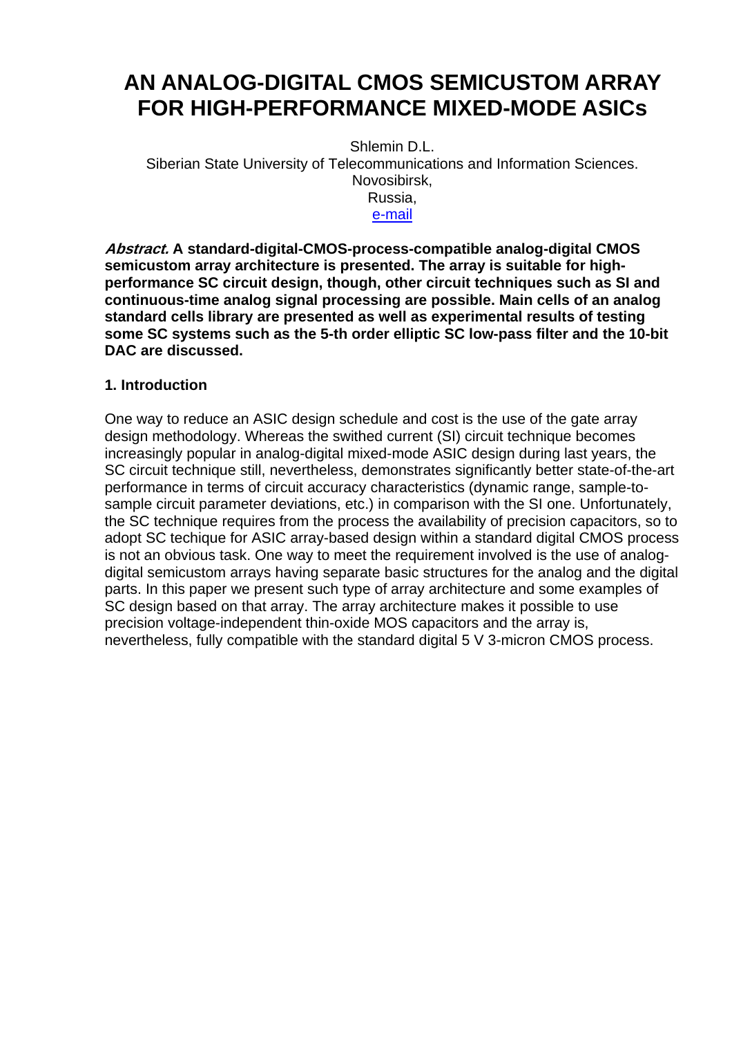# AN ANALOG-DIGITAL CMOS SEMICUSTOM ARRAY FOR HIGH-PERFORMANCE MIXED-MODE ASICs

Shlemin D.L.  
Siberian State University of Telecommunications and Information Sciences.  
Novosibirsk,  
Russia,  
e-mail

***Abstract.*** **A standard-digital-CMOS-process-compatible analog-digital CMOS semicustom array architecture is presented. The array is suitable for high-performance SC circuit design, though, other circuit techniques such as SI and continuous-time analog signal processing are possible. Main cells of an analog standard cells library are presented as well as experimental results of testing some SC systems such as the 5-th order elliptic SC low-pass filter and the 10-bit DAC are discussed.**

## 1. Introduction

One way to reduce an ASIC design schedule and cost is the use of the gate array design methodology. Whereas the swithed current (SI) circuit technique becomes increasingly popular in analog-digital mixed-mode ASIC design during last years, the SC circuit technique still, nevertheless, demonstrates significantly better state-of-the-art performance in terms of circuit accuracy characteristics (dynamic range, sample-to-sample circuit parameter deviations, etc.) in comparison with the SI one. Unfortunately, the SC technique requires from the process the availability of precision capacitors, so to adopt SC techique for ASIC array-based design within a standard digital CMOS process is not an obvious task. One way to meet the requirement involved is the use of analog-digital semicustom arrays having separate basic structures for the analog and the digital parts. In this paper we present such type of array architecture and some examples of SC design based on that array. The array architecture makes it possible to use precision voltage-independent thin-oxide MOS capacitors and the array is, nevertheless, fully compatible with the standard digital 5 V 3-micron CMOS process.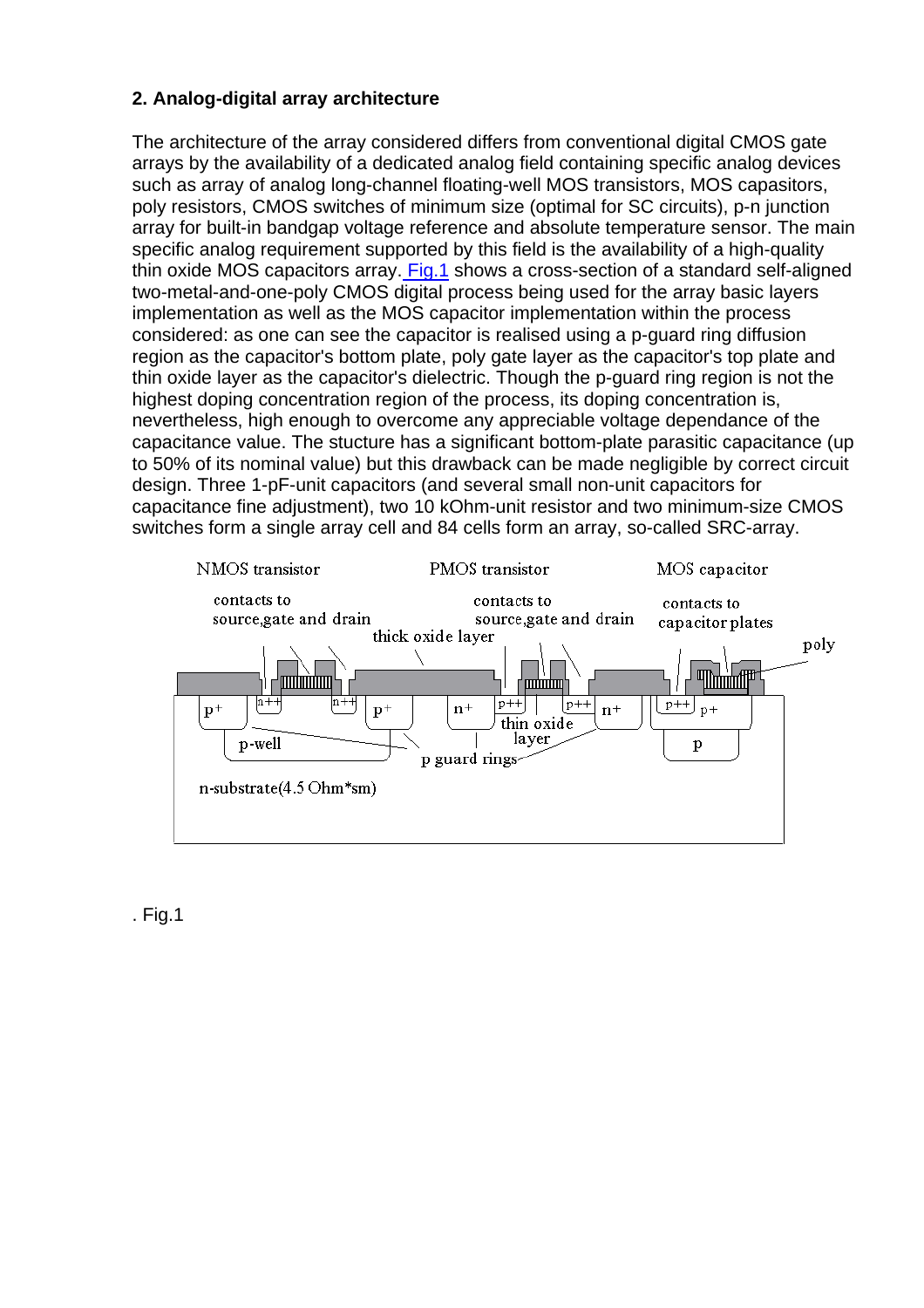## 2. Analog-digital array architecture

The architecture of the array considered differs from conventional digital CMOS gate arrays by the availability of a dedicated analog field containing specific analog devices such as array of analog long-channel floating-well MOS transistors, MOS capasitors, poly resistors, CMOS switches of minimum size (optimal for SC circuits), p-n junction array for built-in bandgap voltage reference and absolute temperature sensor. The main specific analog requirement supported by this field is the availability of a high-quality thin oxide MOS capacitors array. Fig.1 shows a cross-section of a standard self-aligned two-metal-and-one-poly CMOS digital process being used for the array basic layers implementation as well as the MOS capacitor implementation within the process considered: as one can see the capacitor is realised using a p-guard ring diffusion region as the capacitor's bottom plate, poly gate layer as the capacitor's top plate and thin oxide layer as the capacitor's dielectric. Though the p-guard ring region is not the highest doping concentration region of the process, its doping concentration is, nevertheless, high enough to overcome any appreciable voltage dependance of the capacitance value. The stucture has a significant bottom-plate parasitic capacitance (up to 50% of its nominal value) but this drawback can be made negligible by correct circuit design. Three 1-pF-unit capacitors (and several small non-unit capacitors for capacitance fine adjustment), two 10 kOhm-unit resistor and two minimum-size CMOS switches form a single array cell and 84 cells form an array, so-called SRC-array.

NMOS transistor | PMOS transistor | MOS capacitor

contacts to source,gate and drain | thick oxide layer | contacts to source,gate and drain | contacts to capacitor plates | poly

p+ | n++ | n++ | p+ | n+ | p++ | p++ | n+ | p++ | p+ | p-well | thin oxide layer | p guard rings | p

n-substrate(4.5 Ohm*sm)

. Fig.1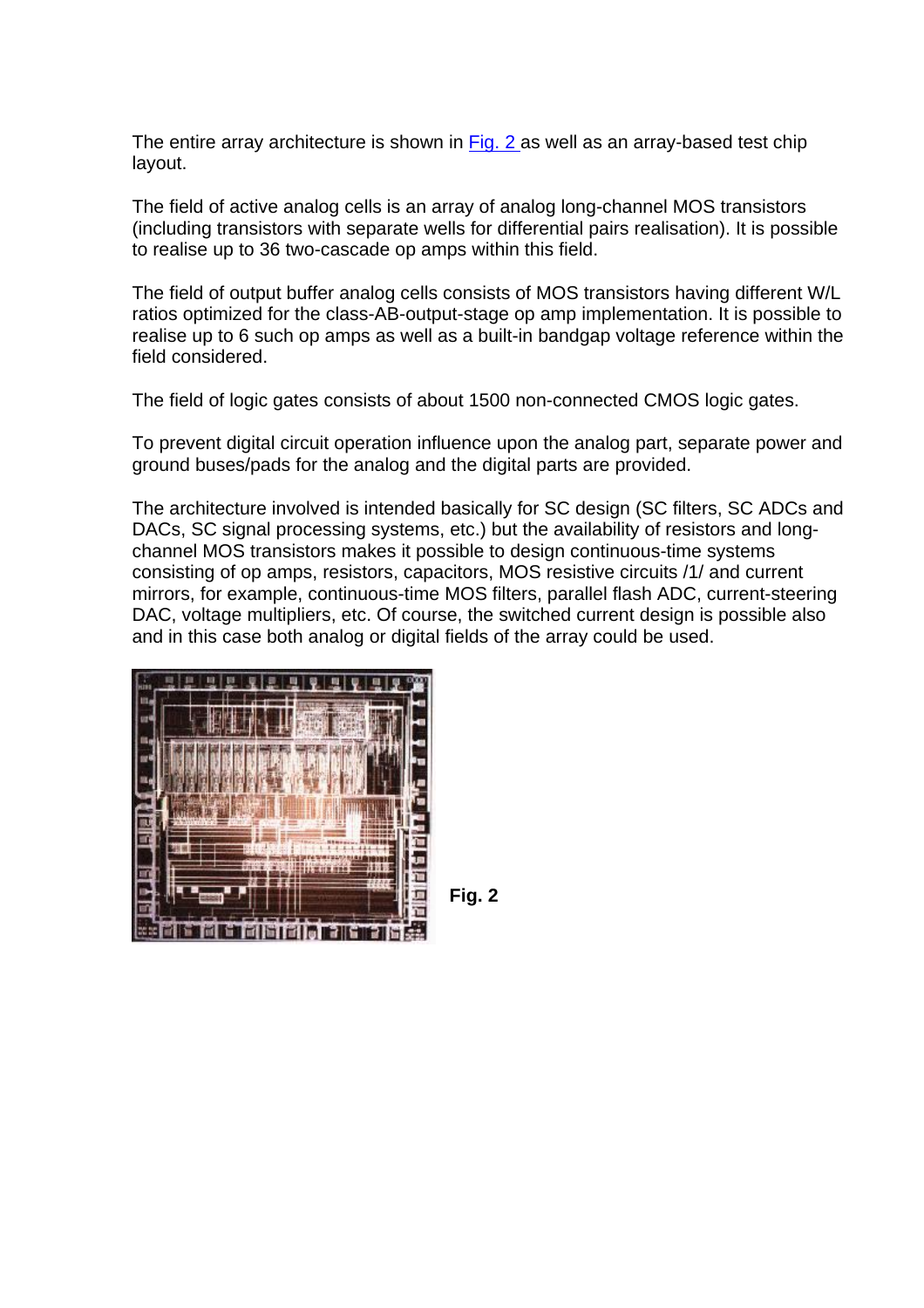The entire array architecture is shown in Fig. 2 as well as an array-based test chip layout.

The field of active analog cells is an array of analog long-channel MOS transistors (including transistors with separate wells for differential pairs realisation). It is possible to realise up to 36 two-cascade op amps within this field.

The field of output buffer analog cells consists of MOS transistors having different W/L ratios optimized for the class-AB-output-stage op amp implementation. It is possible to realise up to 6 such op amps as well as a built-in bandgap voltage reference within the field considered.

The field of logic gates consists of about 1500 non-connected CMOS logic gates.

To prevent digital circuit operation influence upon the analog part, separate power and ground buses/pads for the analog and the digital parts are provided.

The architecture involved is intended basically for SC design (SC filters, SC ADCs and DACs, SC signal processing systems, etc.) but the availability of resistors and long-channel MOS transistors makes it possible to design continuous-time systems consisting of op amps, resistors, capacitors, MOS resistive circuits /1/ and current mirrors, for example, continuous-time MOS filters, parallel flash ADC, current-steering DAC, voltage multipliers, etc. Of course, the switched current design is possible also and in this case both analog or digital fields of the array could be used.

**Fig. 2**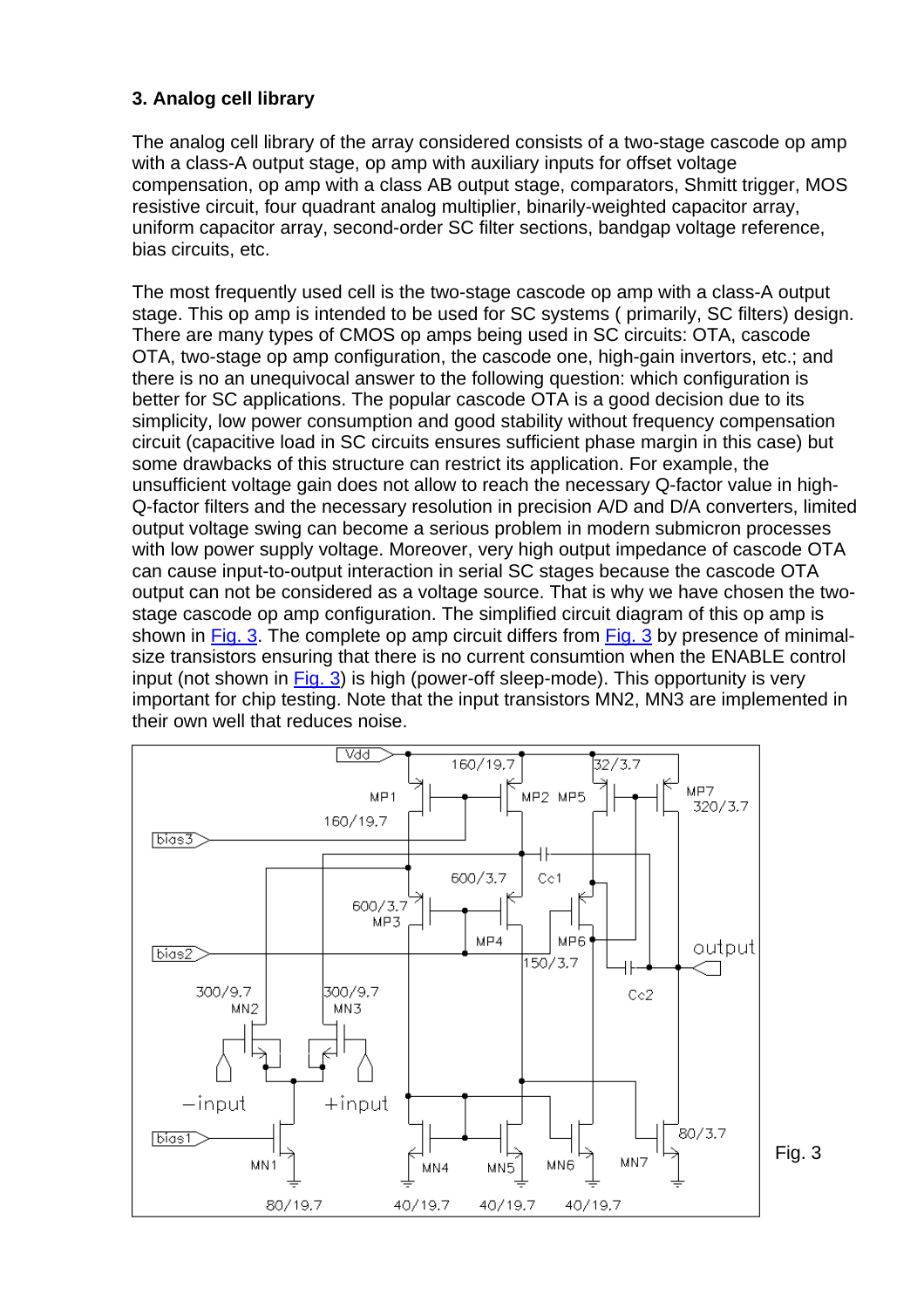### 3. Analog cell library

The analog cell library of the array considered consists of a two-stage cascode op amp with a class-A output stage, op amp with auxiliary inputs for offset voltage compensation, op amp with a class AB output stage, comparators, Shmitt trigger, MOS resistive circuit, four quadrant analog multiplier, binarily-weighted capacitor array, uniform capacitor array, second-order SC filter sections, bandgap voltage reference, bias circuits, etc.

The most frequently used cell is the two-stage cascode op amp with a class-A output stage. This op amp is intended to be used for SC systems ( primarily, SC filters) design. There are many types of CMOS op amps being used in SC circuits: OTA, cascode OTA, two-stage op amp configuration, the cascode one, high-gain invertors, etc.; and there is no an unequivocal answer to the following question: which configuration is better for SC applications. The popular cascode OTA is a good decision due to its simplicity, low power consumption and good stability without frequency compensation circuit (capacitive load in SC circuits ensures sufficient phase margin in this case) but some drawbacks of this structure can restrict its application. For example, the unsufficient voltage gain does not allow to reach the necessary Q-factor value in high-Q-factor filters and the necessary resolution in precision A/D and D/A converters, limited output voltage swing can become a serious problem in modern submicron processes with low power supply voltage. Moreover, very high output impedance of cascode OTA can cause input-to-output interaction in serial SC stages because the cascode OTA output can not be considered as a voltage source. That is why we have chosen the two-stage cascode op amp configuration. The simplified circuit diagram of this op amp is shown in Fig. 3. The complete op amp circuit differs from Fig. 3 by presence of minimal-size transistors ensuring that there is no current consumtion when the ENABLE control input (not shown in Fig. 3) is high (power-off sleep-mode). This opportunity is very important for chip testing. Note that the input transistors MN2, MN3 are implemented in their own well that reduces noise.

Fig. 3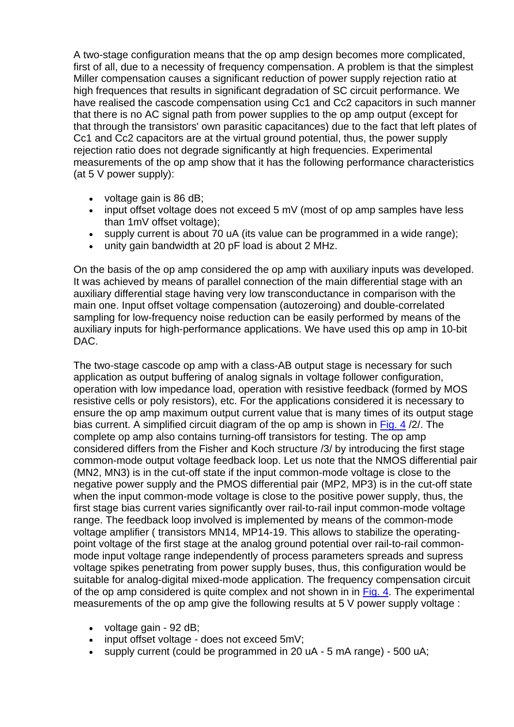A two-stage configuration means that the op amp design becomes more complicated, first of all, due to a necessity of frequency compensation. A problem is that the simplest Miller compensation causes a significant reduction of power supply rejection ratio at high frequences that results in significant degradation of SC circuit performance. We have realised the cascode compensation using Cc1 and Cc2 capacitors in such manner that there is no AC signal path from power supplies to the op amp output (except for that through the transistors' own parasitic capacitances) due to the fact that left plates of Cc1 and Cc2 capacitors are at the virtual ground potential, thus, the power supply rejection ratio does not degrade significantly at high frequencies. Experimental measurements of the op amp show that it has the following performance characteristics (at 5 V power supply):

- voltage gain is 86 dB;
- input offset voltage does not exceed 5 mV (most of op amp samples have less than 1mV offset voltage);
- supply current is about 70 uA (its value can be programmed in a wide range);
- unity gain bandwidth at 20 pF load is about 2 MHz.

On the basis of the op amp considered the op amp with auxiliary inputs was developed. It was achieved by means of parallel connection of the main differential stage with an auxiliary differential stage having very low transconductance in comparison with the main one. Input offset voltage compensation (autozeroing) and double-correlated sampling for low-frequency noise reduction can be easily performed by means of the auxiliary inputs for high-performance applications. We have used this op amp in 10-bit DAC.

The two-stage cascode op amp with a class-AB output stage is necessary for such application as output buffering of analog signals in voltage follower configuration, operation with low impedance load, operation with resistive feedback (formed by MOS resistive cells or poly resistors), etc. For the applications considered it is necessary to ensure the op amp maximum output current value that is many times of its output stage bias current. A simplified circuit diagram of the op amp is shown in Fig. 4 /2/. The complete op amp also contains turning-off transistors for testing. The op amp considered differs from the Fisher and Koch structure /3/ by introducing the first stage common-mode output voltage feedback loop. Let us note that the NMOS differential pair (MN2, MN3) is in the cut-off state if the input common-mode voltage is close to the negative power supply and the PMOS differential pair (MP2, MP3) is in the cut-off state when the input common-mode voltage is close to the positive power supply, thus, the first stage bias current varies significantly over rail-to-rail input common-mode voltage range. The feedback loop involved is implemented by means of the common-mode voltage amplifier ( transistors MN14, MP14-19. This allows to stabilize the operating-point voltage of the first stage at the analog ground potential over rail-to-rail common-mode input voltage range independently of process parameters spreads and supress voltage spikes penetrating from power supply buses, thus, this configuration would be suitable for analog-digital mixed-mode application. The frequency compensation circuit of the op amp considered is quite complex and not shown in in Fig. 4. The experimental measurements of the op amp give the following results at 5 V power supply voltage :

- voltage gain - 92 dB;
- input offset voltage - does not exceed 5mV;
- supply current (could be programmed in 20 uA - 5 mA range) - 500 uA;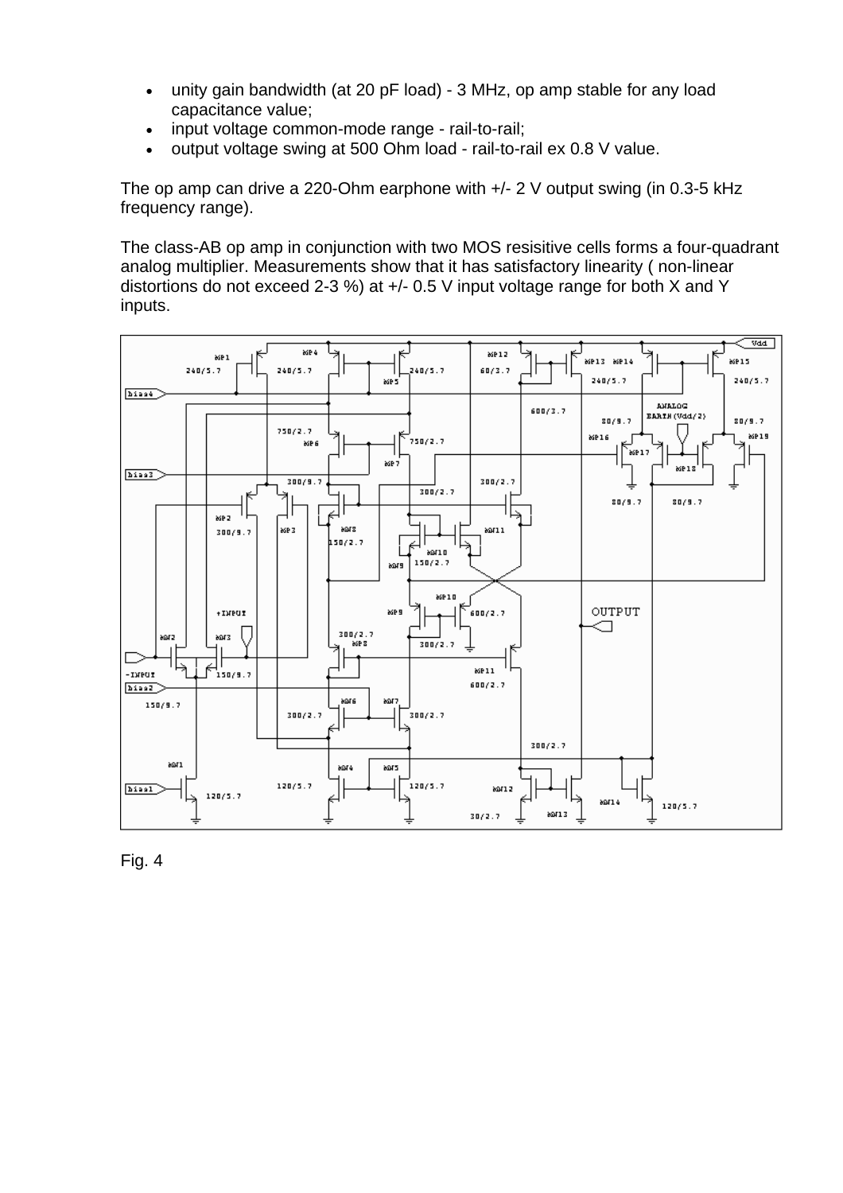- unity gain bandwidth (at 20 pF load) - 3 MHz, op amp stable for any load capacitance value;
- input voltage common-mode range - rail-to-rail;
- output voltage swing at 500 Ohm load - rail-to-rail ex 0.8 V value.

The op amp can drive a 220-Ohm earphone with +/- 2 V output swing (in 0.3-5 kHz frequency range).

The class-AB op amp in conjunction with two MOS resisitive cells forms a four-quadrant analog multiplier. Measurements show that it has satisfactory linearity ( non-linear distortions do not exceed 2-3 %) at +/- 0.5 V input voltage range for both X and Y inputs.

Fig. 4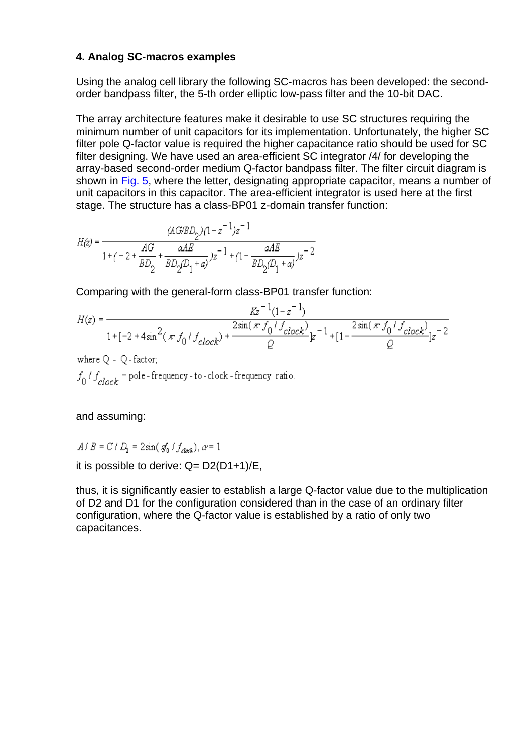### 4. Analog SC-macros examples

Using the analog cell library the following SC-macros has been developed: the second-order bandpass filter, the 5-th order elliptic low-pass filter and the 10-bit DAC.

The array architecture features make it desirable to use SC structures requiring the minimum number of unit capacitors for its implementation. Unfortunately, the higher SC filter pole Q-factor value is required the higher capacitance ratio should be used for SC filter designing. We have used an area-efficient SC integrator /4/ for developing the array-based second-order medium Q-factor bandpass filter. The filter circuit diagram is shown in Fig. 5, where the letter, designating appropriate capacitor, means a number of unit capacitors in this capacitor. The area-efficient integrator is used here at the first stage. The structure has a class-BP01 z-domain transfer function:

$$H(z) = \frac{(AG/BD_2)(1-z^{-1})z^{-1}}{1+(-2+\frac{AG}{BD_2}+\frac{aAE}{BD_2(D_1+a)})z^{-1}+(1-\frac{aAE}{BD_2(D_1+a)})z^{-2}}$$

Comparing with the general-form class-BP01 transfer function:

$$H(z) = \frac{Kz^{-1}(1-z^{-1})}{1+[-2+4\sin^2(\pi f_0/f_{clock})+\frac{2\sin(\pi f_0/f_{clock})}{Q}]z^{-1}+[1-\frac{2\sin(\pi f_0/f_{clock})}{Q}]z^{-2}}$$

where Q - Q-factor;

$f_0/f_{clock}$ – pole-frequency-to-clock-frequency ratio.

and assuming:

$A/B = C/D_2 = 2\sin(\pi f_0/f_{clock}), \alpha = 1$

it is possible to derive: $Q = D_2(D_1+1)/E$,

thus, it is significantly easier to establish a large Q-factor value due to the multiplication of D2 and D1 for the configuration considered than in the case of an ordinary filter configuration, where the Q-factor value is established by a ratio of only two capacitances.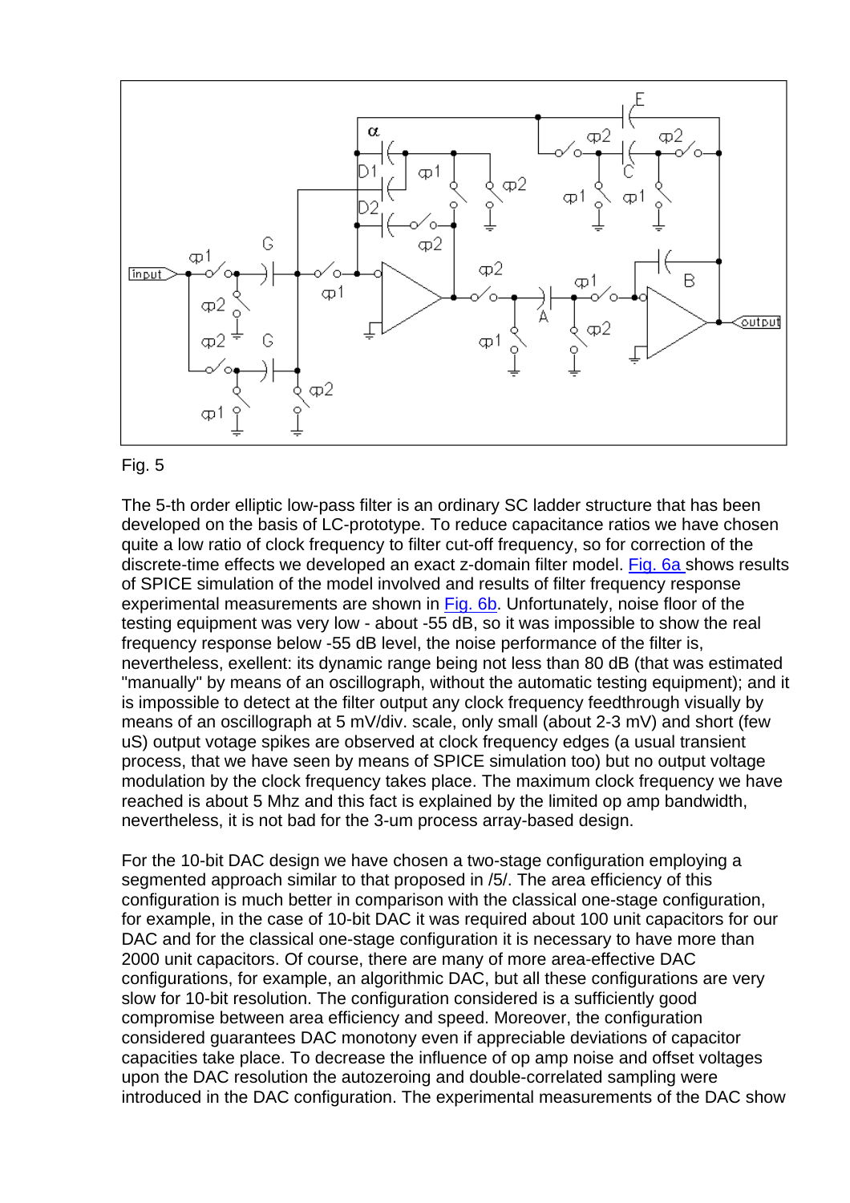Fig. 5

The 5-th order elliptic low-pass filter is an ordinary SC ladder structure that has been developed on the basis of LC-prototype. To reduce capacitance ratios we have chosen quite a low ratio of clock frequency to filter cut-off frequency, so for correction of the discrete-time effects we developed an exact z-domain filter model. Fig. 6a shows results of SPICE simulation of the model involved and results of filter frequency response experimental measurements are shown in Fig. 6b. Unfortunately, noise floor of the testing equipment was very low - about -55 dB, so it was impossible to show the real frequency response below -55 dB level, the noise performance of the filter is, nevertheless, exellent: its dynamic range being not less than 80 dB (that was estimated "manually" by means of an oscillograph, without the automatic testing equipment); and it is impossible to detect at the filter output any clock frequency feedthrough visually by means of an oscillograph at 5 mV/div. scale, only small (about 2-3 mV) and short (few uS) output votage spikes are observed at clock frequency edges (a usual transient process, that we have seen by means of SPICE simulation too) but no output voltage modulation by the clock frequency takes place. The maximum clock frequency we have reached is about 5 Mhz and this fact is explained by the limited op amp bandwidth, nevertheless, it is not bad for the 3-um process array-based design.

For the 10-bit DAC design we have chosen a two-stage configuration employing a segmented approach similar to that proposed in /5/. The area efficiency of this configuration is much better in comparison with the classical one-stage configuration, for example, in the case of 10-bit DAC it was required about 100 unit capacitors for our DAC and for the classical one-stage configuration it is necessary to have more than 2000 unit capacitors. Of course, there are many of more area-effective DAC configurations, for example, an algorithmic DAC, but all these configurations are very slow for 10-bit resolution. The configuration considered is a sufficiently good compromise between area efficiency and speed. Moreover, the configuration considered guarantees DAC monotony even if appreciable deviations of capacitor capacities take place. To decrease the influence of op amp noise and offset voltages upon the DAC resolution the autozeroing and double-correlated sampling were introduced in the DAC configuration. The experimental measurements of the DAC show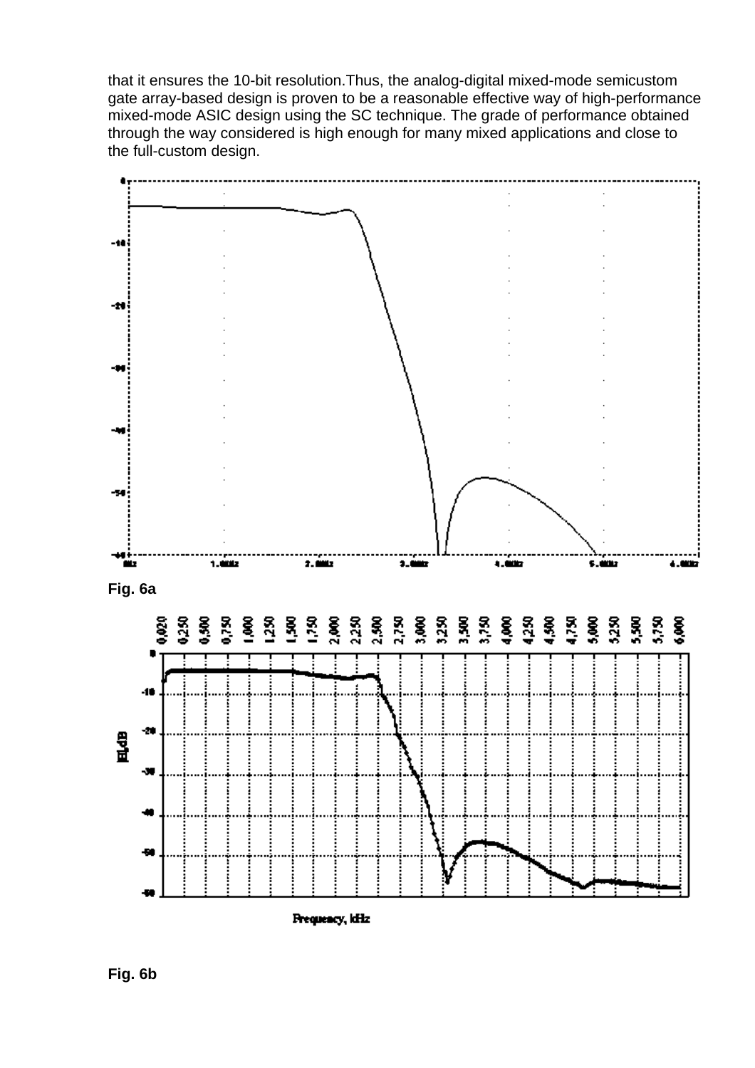that it ensures the 10-bit resolution.Thus, the analog-digital mixed-mode semicustom gate array-based design is proven to be a reasonable effective way of high-performance mixed-mode ASIC design using the SC technique. The grade of performance obtained through the way considered is high enough for many mixed applications and close to the full-custom design.

Fig. 6a

Fig. 6b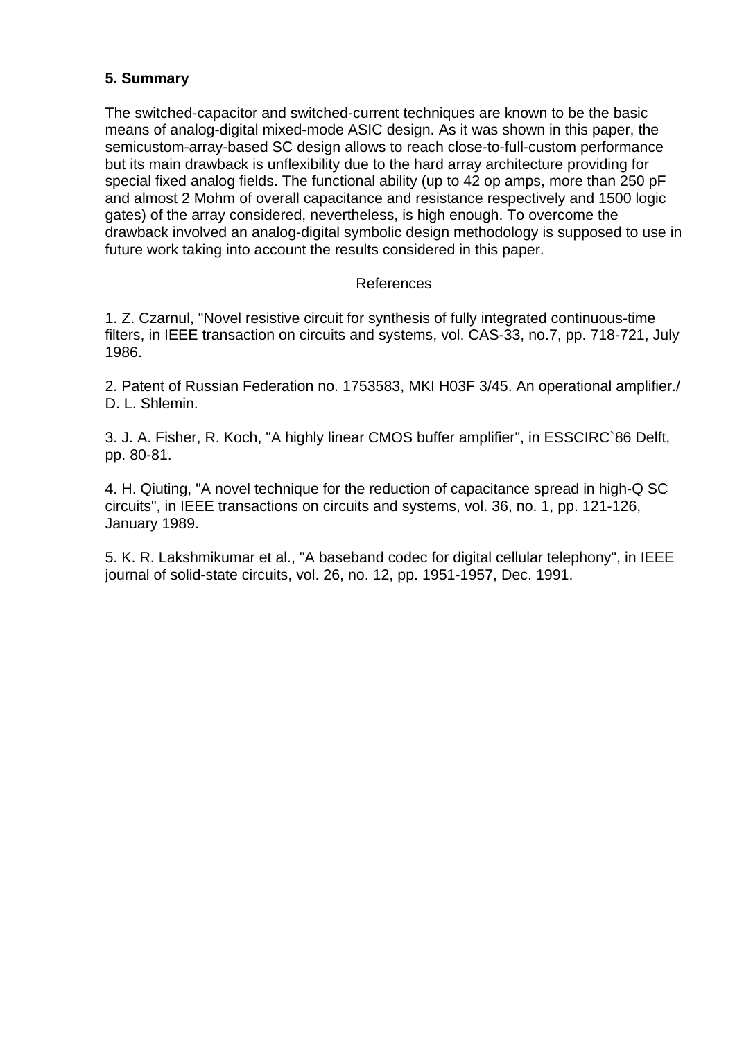## 5. Summary

The switched-capacitor and switched-current techniques are known to be the basic means of analog-digital mixed-mode ASIC design. As it was shown in this paper, the semicustom-array-based SC design allows to reach close-to-full-custom performance but its main drawback is unflexibility due to the hard array architecture providing for special fixed analog fields. The functional ability (up to 42 op amps, more than 250 pF and almost 2 Mohm of overall capacitance and resistance respectively and 1500 logic gates) of the array considered, nevertheless, is high enough. To overcome the drawback involved an analog-digital symbolic design methodology is supposed to use in future work taking into account the results considered in this paper.

References

1. Z. Czarnul, "Novel resistive circuit for synthesis of fully integrated continuous-time filters, in IEEE transaction on circuits and systems, vol. CAS-33, no.7, pp. 718-721, July 1986.

2. Patent of Russian Federation no. 1753583, MKI H03F 3/45. An operational amplifier./ D. L. Shlemin.

3. J. A. Fisher, R. Koch, "A highly linear CMOS buffer amplifier", in ESSCIRC`86 Delft, pp. 80-81.

4. H. Qiuting, "A novel technique for the reduction of capacitance spread in high-Q SC circuits", in IEEE transactions on circuits and systems, vol. 36, no. 1, pp. 121-126, January 1989.

5. K. R. Lakshmikumar et al., "A baseband codec for digital cellular telephony", in IEEE journal of solid-state circuits, vol. 26, no. 12, pp. 1951-1957, Dec. 1991.